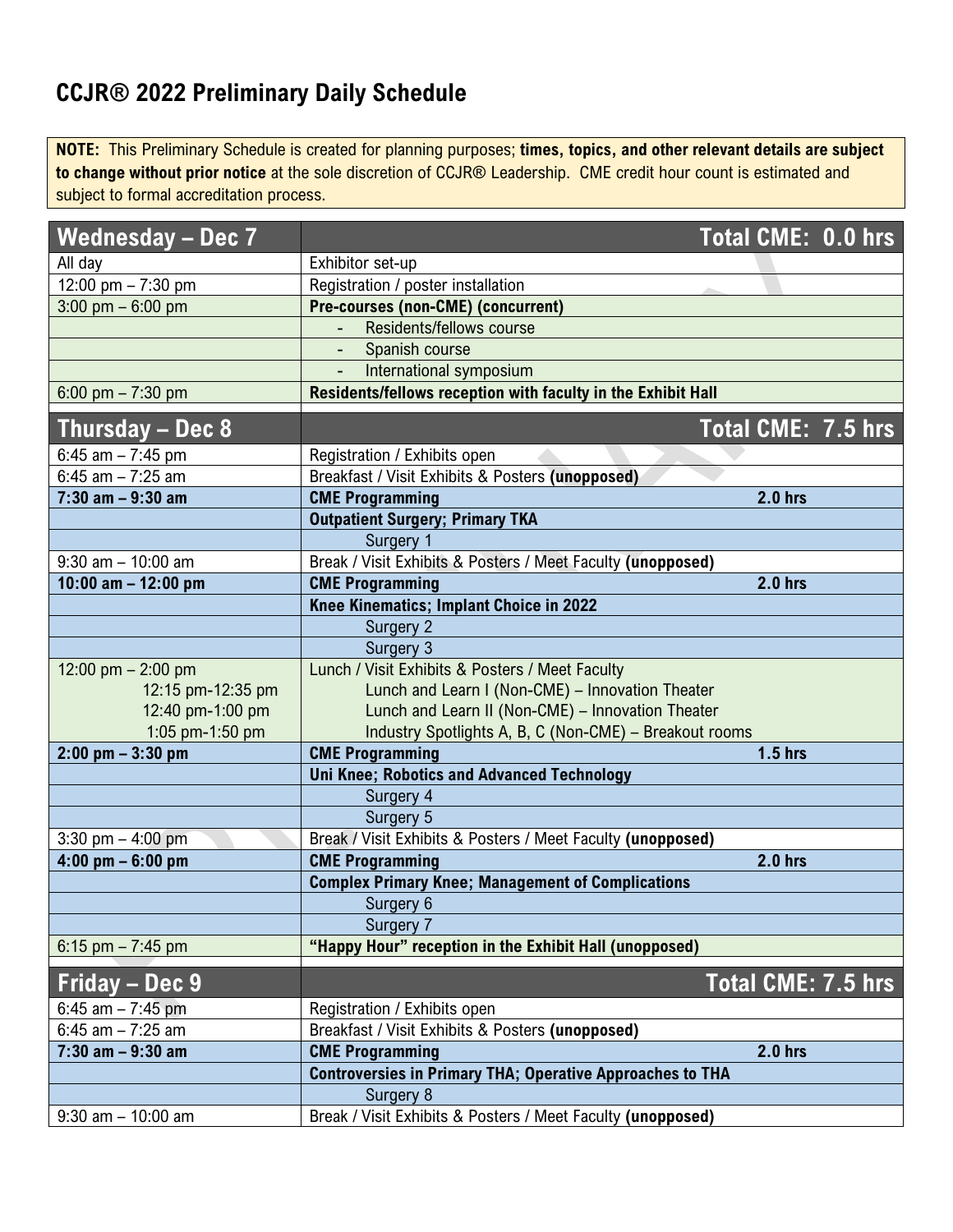# CCJR® 2022 Preliminary Daily Schedule

**NOTE:** This Preliminary Schedule is created for planning purposes; **times, topics, and other relevant details are subject to change without prior notice** at the sole discretion of CCJR® Leadership. CME credit hour count is estimated and subject to formal accreditation process.

| **Wednesday – Dec 7** | **Total CME: 0.0 hrs** |
|---|---|
| All day | Exhibitor set-up |
| 12:00 pm – 7:30 pm | Registration / poster installation |
| 3:00 pm – 6:00 pm | **Pre-courses (non-CME) (concurrent)** |
| | - Residents/fellows course |
| | - Spanish course |
| | - International symposium |
| 6:00 pm – 7:30 pm | **Residents/fellows reception with faculty in the Exhibit Hall** |

| **Thursday – Dec 8** | **Total CME: 7.5 hrs** |
|---|---|
| 6:45 am – 7:45 pm | Registration / Exhibits open |
| 6:45 am – 7:25 am | Breakfast / Visit Exhibits & Posters **(unopposed)** |
| **7:30 am – 9:30 am** | **CME Programming 2.0 hrs** |
| | **Outpatient Surgery; Primary TKA** |
| | Surgery 1 |
| 9:30 am – 10:00 am | Break / Visit Exhibits & Posters / Meet Faculty **(unopposed)** |
| **10:00 am – 12:00 pm** | **CME Programming 2.0 hrs** |
| | **Knee Kinematics; Implant Choice in 2022** |
| | Surgery 2 |
| | Surgery 3 |
| 12:00 pm – 2:00 pm | Lunch / Visit Exhibits & Posters / Meet Faculty |
| 12:15 pm-12:35 pm | Lunch and Learn I (Non-CME) – Innovation Theater |
| 12:40 pm-1:00 pm | Lunch and Learn II (Non-CME) – Innovation Theater |
| 1:05 pm-1:50 pm | Industry Spotlights A, B, C (Non-CME) – Breakout rooms |
| **2:00 pm – 3:30 pm** | **CME Programming 1.5 hrs** |
| | **Uni Knee; Robotics and Advanced Technology** |
| | Surgery 4 |
| | Surgery 5 |
| 3:30 pm – 4:00 pm | Break / Visit Exhibits & Posters / Meet Faculty **(unopposed)** |
| **4:00 pm – 6:00 pm** | **CME Programming 2.0 hrs** |
| | **Complex Primary Knee; Management of Complications** |
| | Surgery 6 |
| | Surgery 7 |
| 6:15 pm – 7:45 pm | **"Happy Hour" reception in the Exhibit Hall (unopposed)** |

| **Friday – Dec 9** | **Total CME: 7.5 hrs** |
|---|---|
| 6:45 am – 7:45 pm | Registration / Exhibits open |
| 6:45 am – 7:25 am | Breakfast / Visit Exhibits & Posters **(unopposed)** |
| **7:30 am – 9:30 am** | **CME Programming 2.0 hrs** |
| | **Controversies in Primary THA; Operative Approaches to THA** |
| | Surgery 8 |
| 9:30 am – 10:00 am | Break / Visit Exhibits & Posters / Meet Faculty **(unopposed)** |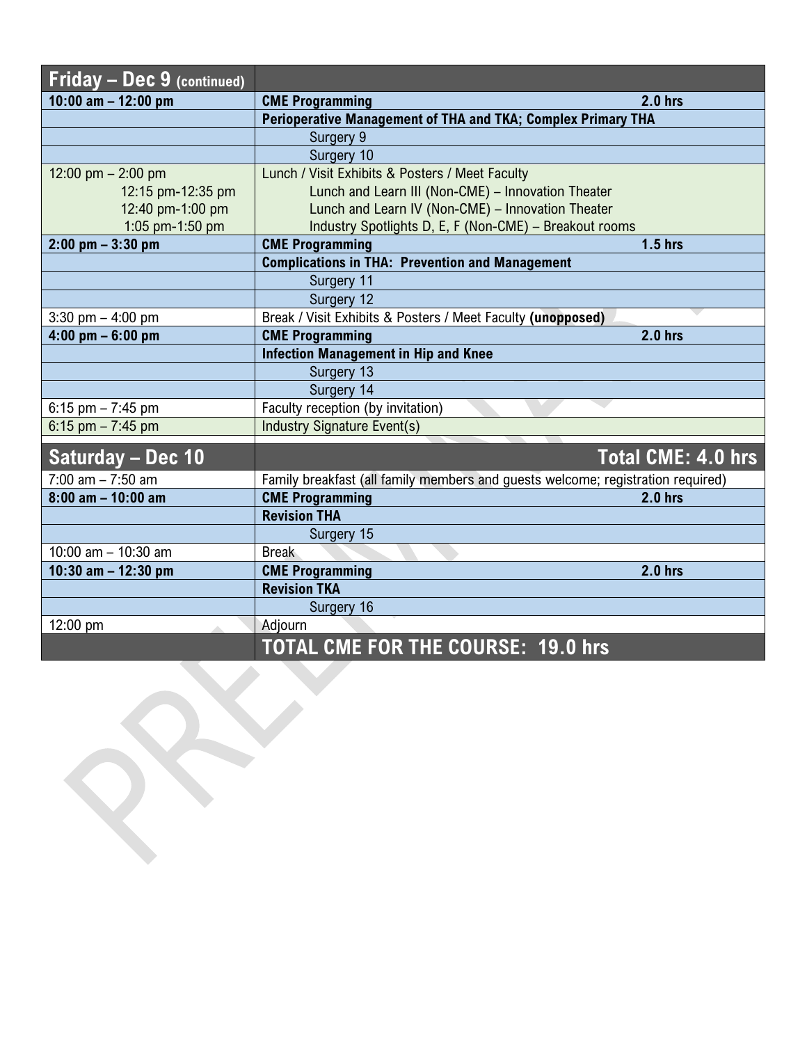| **Friday – Dec 9 (continued)** | |
|---|---|
| **10:00 am – 12:00 pm** | **CME Programming 2.0 hrs** |
| | **Perioperative Management of THA and TKA; Complex Primary THA** |
| | Surgery 9 |
| | Surgery 10 |
| 12:00 pm – 2:00 pm | Lunch / Visit Exhibits & Posters / Meet Faculty |
| 12:15 pm-12:35 pm | Lunch and Learn III (Non-CME) – Innovation Theater |
| 12:40 pm-1:00 pm | Lunch and Learn IV (Non-CME) – Innovation Theater |
| 1:05 pm-1:50 pm | Industry Spotlights D, E, F (Non-CME) – Breakout rooms |
| **2:00 pm – 3:30 pm** | **CME Programming 1.5 hrs** |
| | **Complications in THA: Prevention and Management** |
| | Surgery 11 |
| | Surgery 12 |
| 3:30 pm – 4:00 pm | Break / Visit Exhibits & Posters / Meet Faculty **(unopposed)** |
| **4:00 pm – 6:00 pm** | **CME Programming 2.0 hrs** |
| | **Infection Management in Hip and Knee** |
| | Surgery 13 |
| | Surgery 14 |
| 6:15 pm – 7:45 pm | Faculty reception (by invitation) |
| 6:15 pm – 7:45 pm | Industry Signature Event(s) |
| | |
| **Saturday – Dec 10** | **Total CME: 4.0 hrs** |
| 7:00 am – 7:50 am | Family breakfast (all family members and guests welcome; registration required) |
| **8:00 am – 10:00 am** | **CME Programming 2.0 hrs** |
| | **Revision THA** |
| | Surgery 15 |
| 10:00 am – 10:30 am | Break |
| **10:30 am – 12:30 pm** | **CME Programming 2.0 hrs** |
| | **Revision TKA** |
| | Surgery 16 |
| 12:00 pm | Adjourn |
| | **TOTAL CME FOR THE COURSE: 19.0 hrs** |